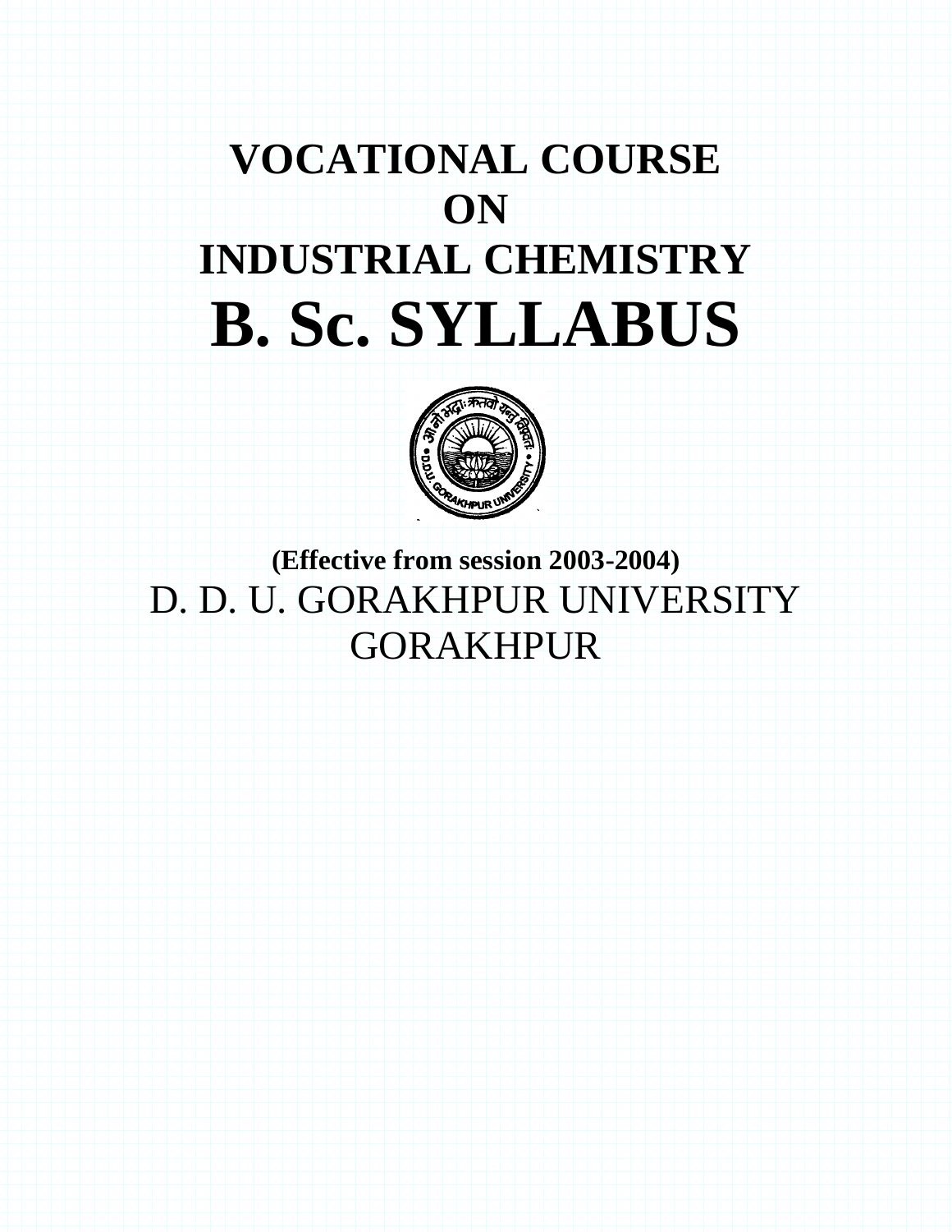# VOCATIONAL COURSE
# ON
# INDUSTRIAL CHEMISTRY
# B. Sc. SYLLABUS

**(Effective from session 2003-2004)**

D. D. U. GORAKHPUR UNIVERSITY

GORAKHPUR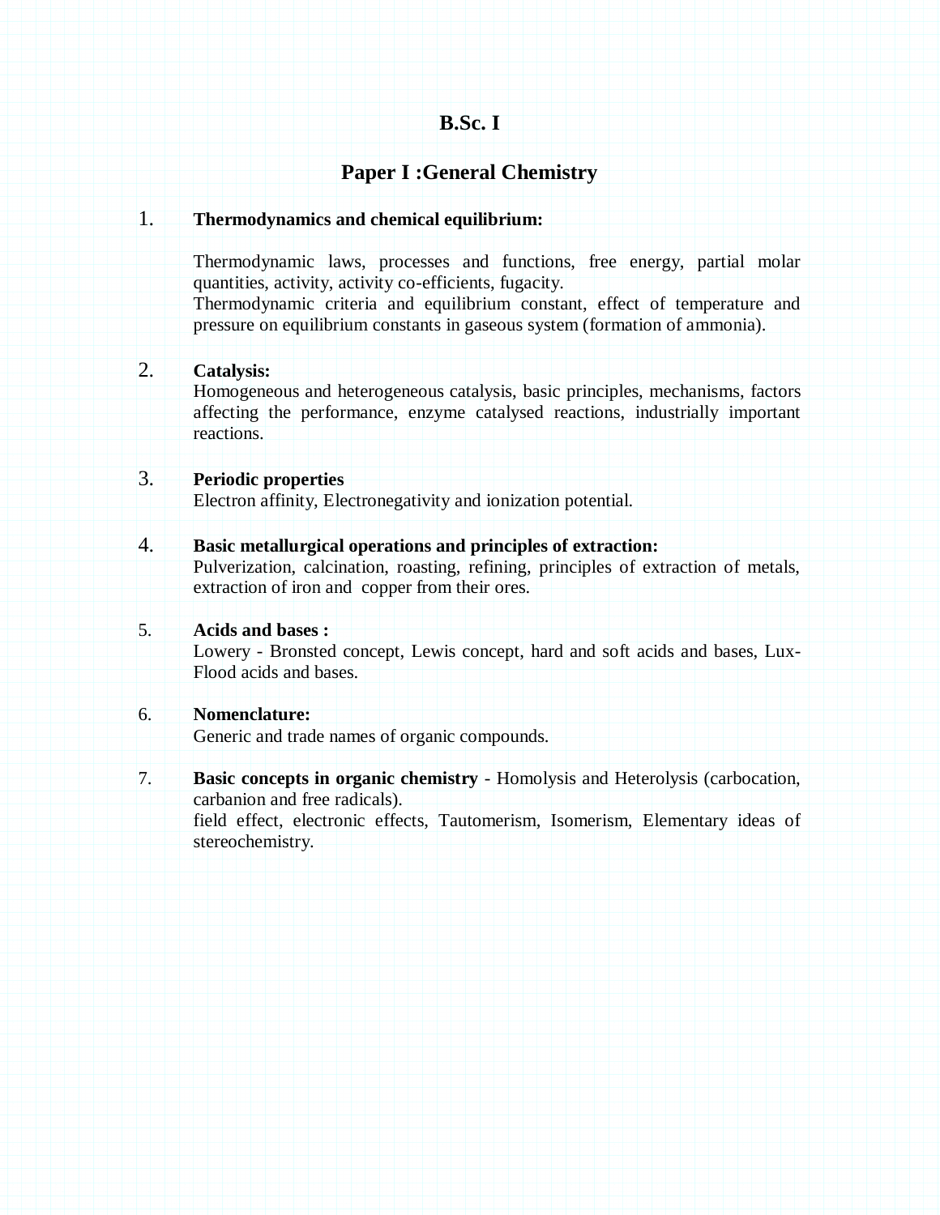# B.Sc. I

## Paper I :General Chemistry

1. **Thermodynamics and chemical equilibrium:**

   Thermodynamic laws, processes and functions, free energy, partial molar quantities, activity, activity co-efficients, fugacity.
   Thermodynamic criteria and equilibrium constant, effect of temperature and pressure on equilibrium constants in gaseous system (formation of ammonia).

2. **Catalysis:**
   Homogeneous and heterogeneous catalysis, basic principles, mechanisms, factors affecting the performance, enzyme catalysed reactions, industrially important reactions.

3. **Periodic properties**
   Electron affinity, Electronegativity and ionization potential.

4. **Basic metallurgical operations and principles of extraction:**
   Pulverization, calcination, roasting, refining, principles of extraction of metals, extraction of iron and copper from their ores.

5. **Acids and bases :**
   Lowery - Bronsted concept, Lewis concept, hard and soft acids and bases, Lux-Flood acids and bases.

6. **Nomenclature:**
   Generic and trade names of organic compounds.

7. **Basic concepts in organic chemistry** - Homolysis and Heterolysis (carbocation, carbanion and free radicals).
   field effect, electronic effects, Tautomerism, Isomerism, Elementary ideas of stereochemistry.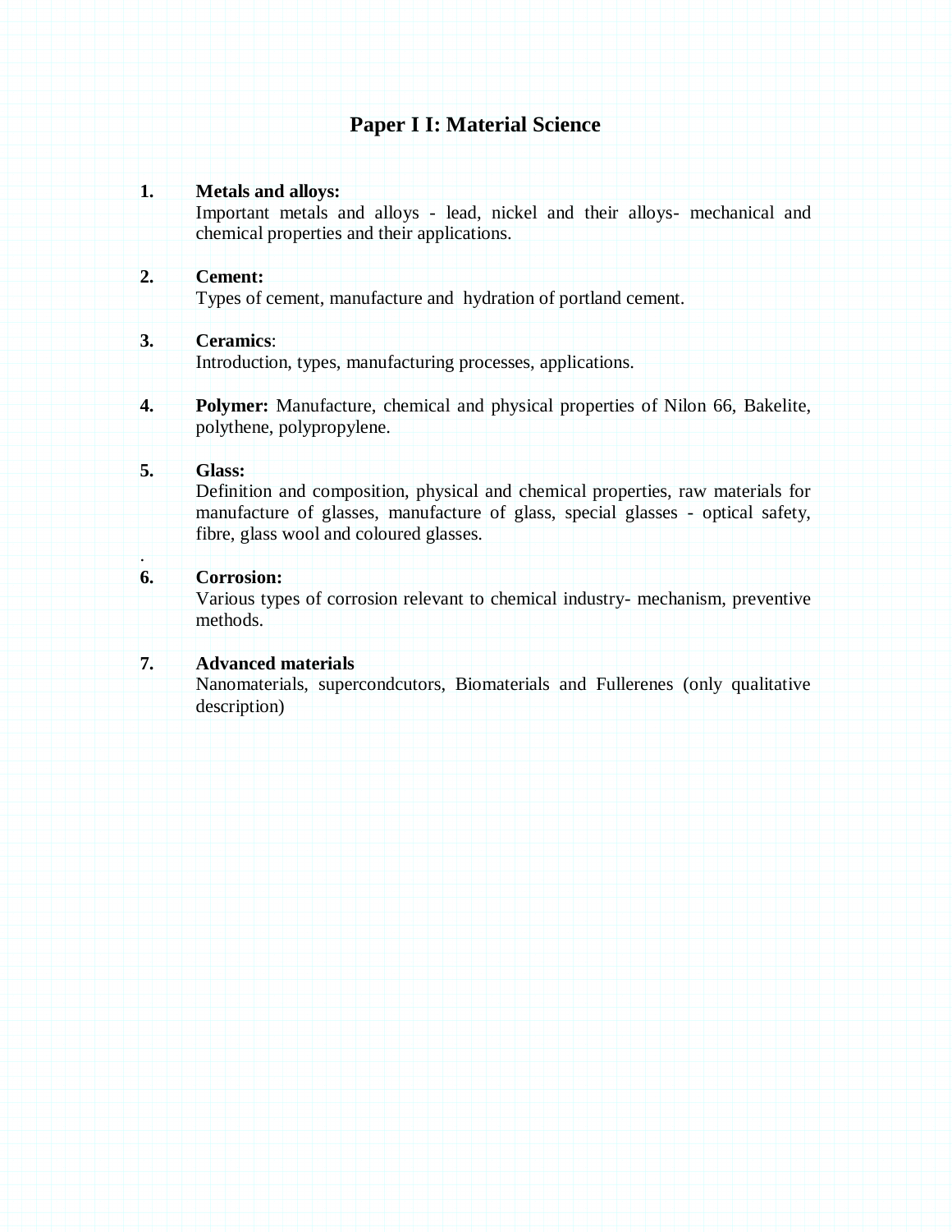# Paper I I: Material Science

1. **Metals and alloys:**
   Important metals and alloys - lead, nickel and their alloys- mechanical and chemical properties and their applications.

2. **Cement:**
   Types of cement, manufacture and hydration of portland cement.

3. **Ceramics**:
   Introduction, types, manufacturing processes, applications.

4. **Polymer:** Manufacture, chemical and physical properties of Nilon 66, Bakelite, polythene, polypropylene.

5. **Glass:**
   Definition and composition, physical and chemical properties, raw materials for manufacture of glasses, manufacture of glass, special glasses - optical safety, fibre, glass wool and coloured glasses.

.

6. **Corrosion:**
   Various types of corrosion relevant to chemical industry- mechanism, preventive methods.

7. **Advanced materials**
   Nanomaterials, supercondcutors, Biomaterials and Fullerenes (only qualitative description)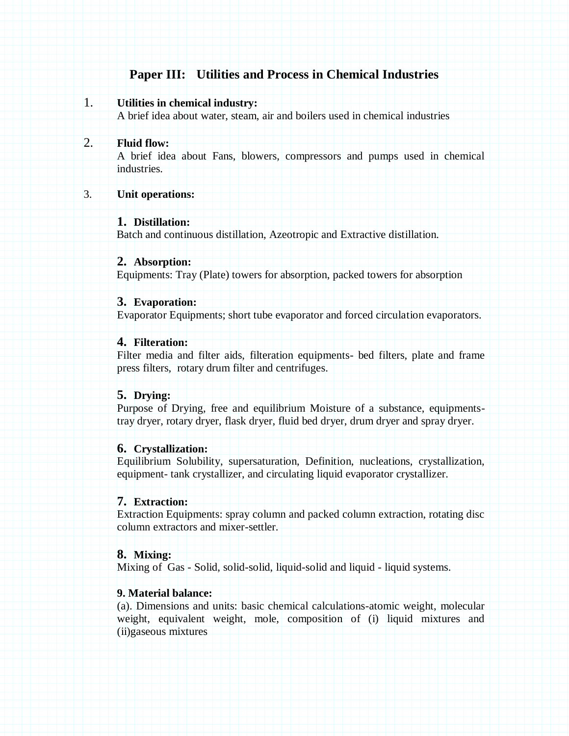# Paper III: Utilities and Process in Chemical Industries

1. **Utilities in chemical industry:**
   A brief idea about water, steam, air and boilers used in chemical industries

2. **Fluid flow:**
   A brief idea about Fans, blowers, compressors and pumps used in chemical industries.

3. **Unit operations:**

   **1. Distillation:**
   Batch and continuous distillation, Azeotropic and Extractive distillation.

   **2. Absorption:**
   Equipments: Tray (Plate) towers for absorption, packed towers for absorption

   **3. Evaporation:**
   Evaporator Equipments; short tube evaporator and forced circulation evaporators.

   **4. Filteration:**
   Filter media and filter aids, filteration equipments- bed filters, plate and frame press filters, rotary drum filter and centrifuges.

   **5. Drying:**
   Purpose of Drying, free and equilibrium Moisture of a substance, equipments- tray dryer, rotary dryer, flask dryer, fluid bed dryer, drum dryer and spray dryer.

   **6. Crystallization:**
   Equilibrium Solubility, supersaturation, Definition, nucleations, crystallization, equipment- tank crystallizer, and circulating liquid evaporator crystallizer.

   **7. Extraction:**
   Extraction Equipments: spray column and packed column extraction, rotating disc column extractors and mixer-settler.

   **8. Mixing:**
   Mixing of Gas - Solid, solid-solid, liquid-solid and liquid - liquid systems.

   **9. Material balance:**
   (a). Dimensions and units: basic chemical calculations-atomic weight, molecular weight, equivalent weight, mole, composition of (i) liquid mixtures and (ii)gaseous mixtures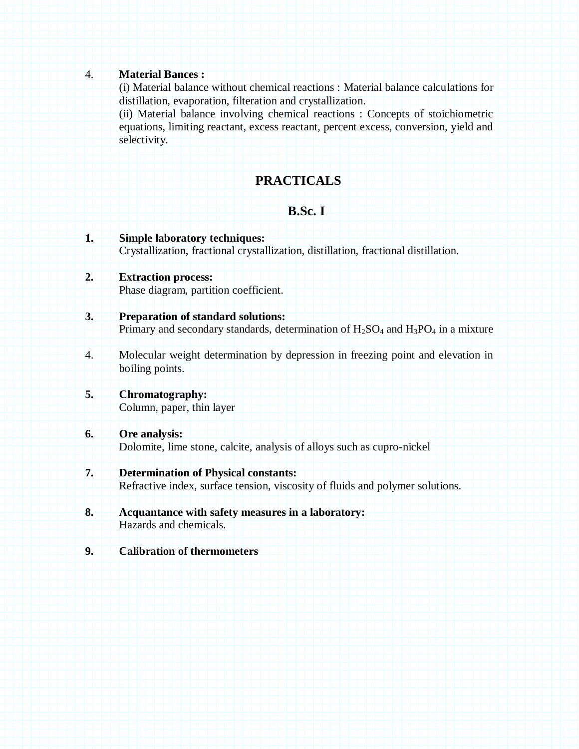4. **Material Bances :**
   (i) Material balance without chemical reactions : Material balance calculations for distillation, evaporation, filteration and crystallization.
   (ii) Material balance involving chemical reactions : Concepts of stoichiometric equations, limiting reactant, excess reactant, percent excess, conversion, yield and selectivity.

## PRACTICALS

### B.Sc. I

1. **Simple laboratory techniques:**
   Crystallization, fractional crystallization, distillation, fractional distillation.

2. **Extraction process:**
   Phase diagram, partition coefficient.

3. **Preparation of standard solutions:**
   Primary and secondary standards, determination of $H_2SO_4$ and $H_3PO_4$ in a mixture

4. Molecular weight determination by depression in freezing point and elevation in boiling points.

5. **Chromatography:**
   Column, paper, thin layer

6. **Ore analysis:**
   Dolomite, lime stone, calcite, analysis of alloys such as cupro-nickel

7. **Determination of Physical constants:**
   Refractive index, surface tension, viscosity of fluids and polymer solutions.

8. **Acquantance with safety measures in a laboratory:**
   Hazards and chemicals.

9. **Calibration of thermometers**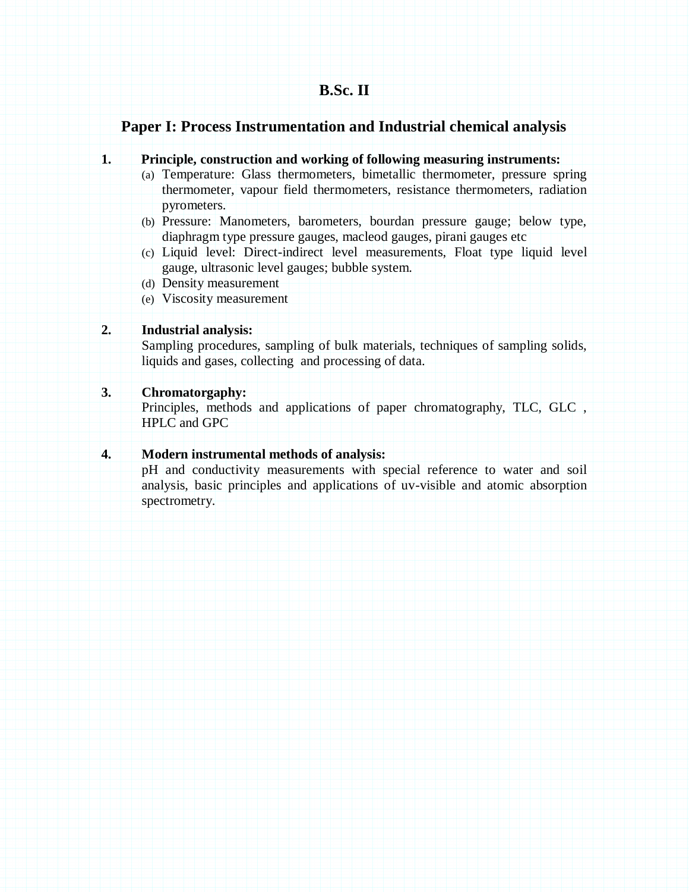# B.Sc. II

## Paper I: Process Instrumentation and Industrial chemical analysis

1. **Principle, construction and working of following measuring instruments:**
   - (a) Temperature: Glass thermometers, bimetallic thermometer, pressure spring thermometer, vapour field thermometers, resistance thermometers, radiation pyrometers.
   - (b) Pressure: Manometers, barometers, bourdan pressure gauge; below type, diaphragm type pressure gauges, macleod gauges, pirani gauges etc
   - (c) Liquid level: Direct-indirect level measurements, Float type liquid level gauge, ultrasonic level gauges; bubble system.
   - (d) Density measurement
   - (e) Viscosity measurement

2. **Industrial analysis:**
   Sampling procedures, sampling of bulk materials, techniques of sampling solids, liquids and gases, collecting and processing of data.

3. **Chromatorgaphy:**
   Principles, methods and applications of paper chromatography, TLC, GLC , HPLC and GPC

4. **Modern instrumental methods of analysis:**
   pH and conductivity measurements with special reference to water and soil analysis, basic principles and applications of uv-visible and atomic absorption spectrometry.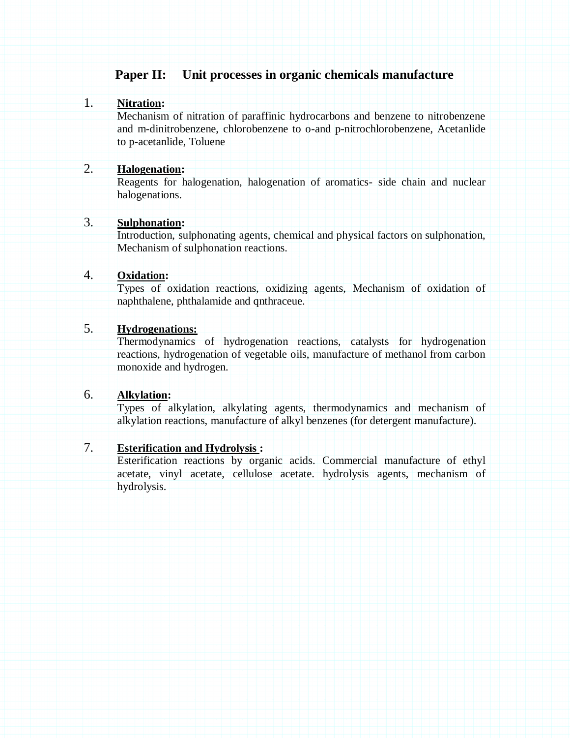## Paper II: Unit processes in organic chemicals manufacture

1. **Nitration:**
   Mechanism of nitration of paraffinic hydrocarbons and benzene to nitrobenzene and m-dinitrobenzene, chlorobenzene to o-and p-nitrochlorobenzene, Acetanlide to p-acetanlide, Toluene

2. **Halogenation:**
   Reagents for halogenation, halogenation of aromatics- side chain and nuclear halogenations.

3. **Sulphonation:**
   Introduction, sulphonating agents, chemical and physical factors on sulphonation, Mechanism of sulphonation reactions.

4. **Oxidation:**
   Types of oxidation reactions, oxidizing agents, Mechanism of oxidation of naphthalene, phthalamide and qnthraceue.

5. **Hydrogenations:**
   Thermodynamics of hydrogenation reactions, catalysts for hydrogenation reactions, hydrogenation of vegetable oils, manufacture of methanol from carbon monoxide and hydrogen.

6. **Alkylation:**
   Types of alkylation, alkylating agents, thermodynamics and mechanism of alkylation reactions, manufacture of alkyl benzenes (for detergent manufacture).

7. **Esterification and Hydrolysis :**
   Esterification reactions by organic acids. Commercial manufacture of ethyl acetate, vinyl acetate, cellulose acetate. hydrolysis agents, mechanism of hydrolysis.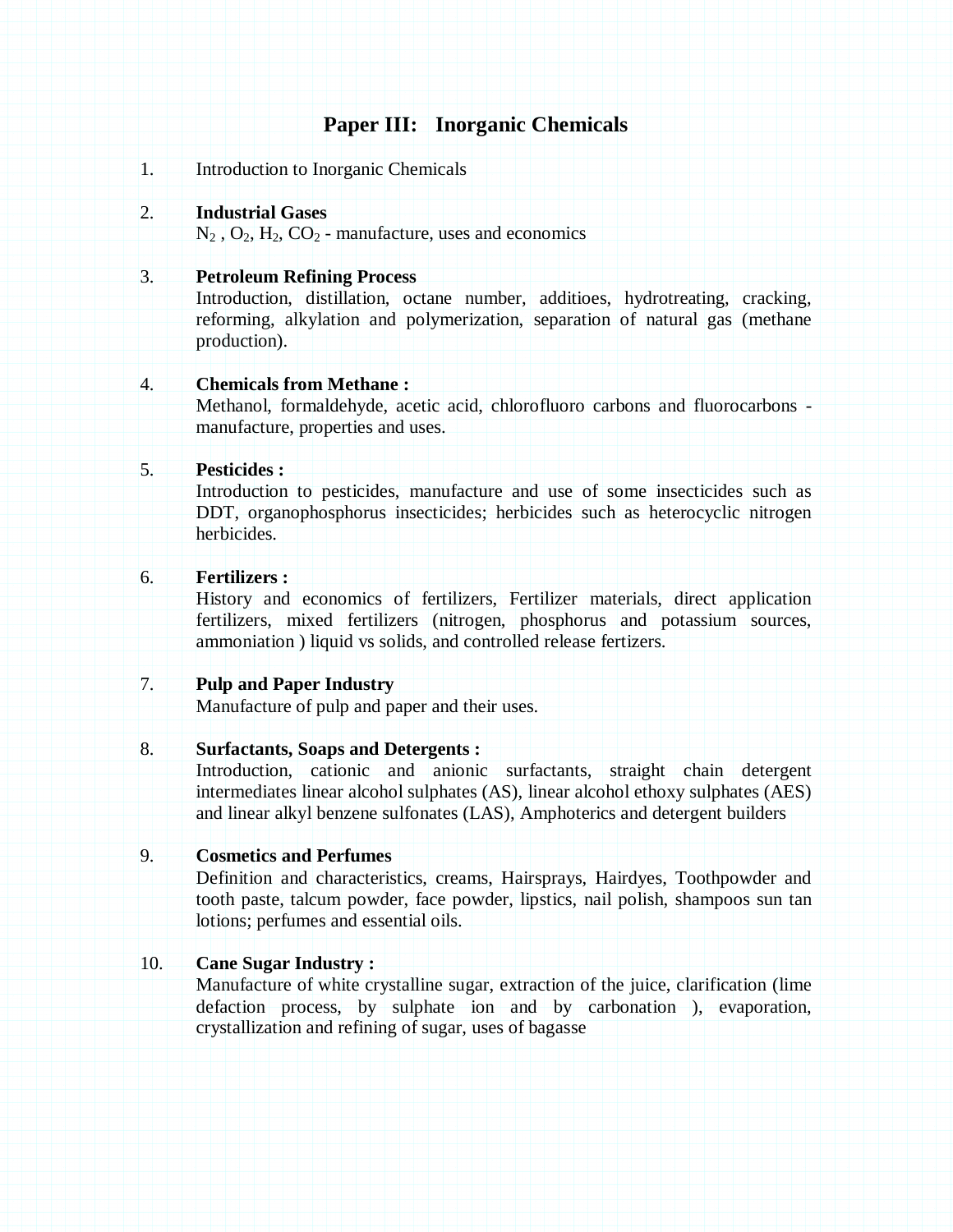# Paper III: Inorganic Chemicals

1. Introduction to Inorganic Chemicals

2. **Industrial Gases**
   $N_2$ , $O_2$, $H_2$, $CO_2$ - manufacture, uses and economics

3. **Petroleum Refining Process**
   Introduction, distillation, octane number, additioes, hydrotreating, cracking, reforming, alkylation and polymerization, separation of natural gas (methane production).

4. **Chemicals from Methane :**
   Methanol, formaldehyde, acetic acid, chlorofluoro carbons and fluorocarbons - manufacture, properties and uses.

5. **Pesticides :**
   Introduction to pesticides, manufacture and use of some insecticides such as DDT, organophosphorus insecticides; herbicides such as heterocyclic nitrogen herbicides.

6. **Fertilizers :**
   History and economics of fertilizers, Fertilizer materials, direct application fertilizers, mixed fertilizers (nitrogen, phosphorus and potassium sources, ammoniation ) liquid vs solids, and controlled release fertzers.

7. **Pulp and Paper Industry**
   Manufacture of pulp and paper and their uses.

8. **Surfactants, Soaps and Detergents :**
   Introduction, cationic and anionic surfactants, straight chain detergent intermediates linear alcohol sulphates (AS), linear alcohol ethoxy sulphates (AES) and linear alkyl benzene sulfonates (LAS), Amphoterics and detergent builders

9. **Cosmetics and Perfumes**
   Definition and characteristics, creams, Hairsprays, Hairdyes, Toothpowder and tooth paste, talcum powder, face powder, lipstics, nail polish, shampoos sun tan lotions; perfumes and essential oils.

10. **Cane Sugar Industry :**
    Manufacture of white crystalline sugar, extraction of the juice, clarification (lime defaction process, by sulphate ion and by carbonation ), evaporation, crystallization and refining of sugar, uses of bagasse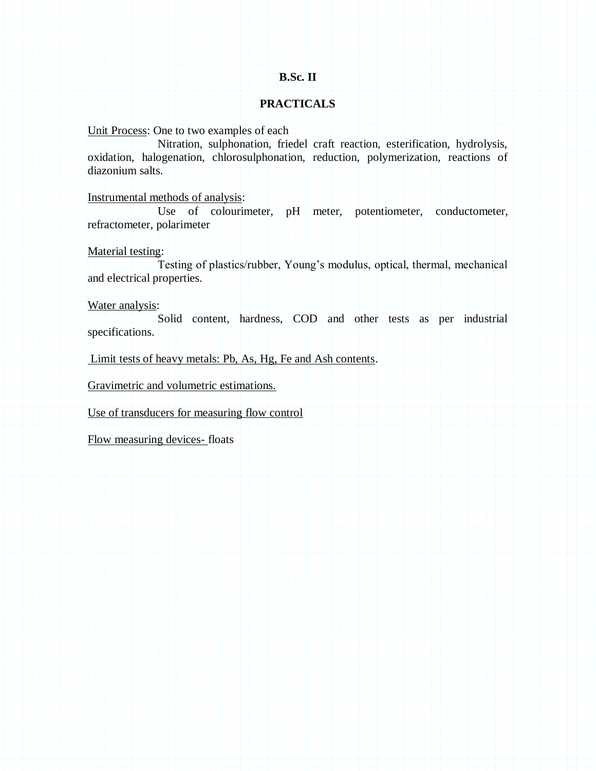# B.Sc. II

## PRACTICALS

Unit Process: One to two examples of each

Nitration, sulphonation, friedel craft reaction, esterification, hydrolysis, oxidation, halogenation, chlorosulphonation, reduction, polymerization, reactions of diazonium salts.

Instrumental methods of analysis:

Use of colourimeter, pH meter, potentiometer, conductometer, refractometer, polarimeter

Material testing:

Testing of plastics/rubber, Young's modulus, optical, thermal, mechanical and electrical properties.

Water analysis:

Solid content, hardness, COD and other tests as per industrial specifications.

Limit tests of heavy metals: Pb, As, Hg, Fe and Ash contents.

Gravimetric and volumetric estimations.

Use of transducers for measuring flow control

Flow measuring devices- floats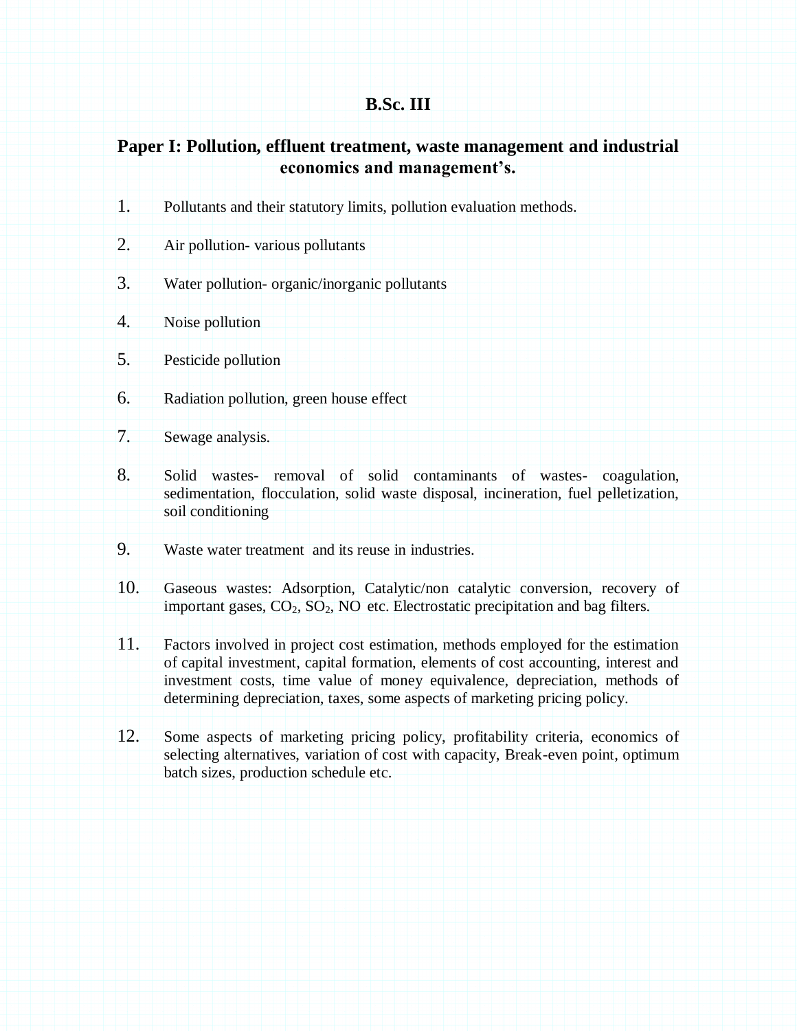# B.Sc. III

## Paper I: Pollution, effluent treatment, waste management and industrial economics and management's.

1. Pollutants and their statutory limits, pollution evaluation methods.
2. Air pollution- various pollutants
3. Water pollution- organic/inorganic pollutants
4. Noise pollution
5. Pesticide pollution
6. Radiation pollution, green house effect
7. Sewage analysis.
8. Solid wastes- removal of solid contaminants of wastes- coagulation, sedimentation, flocculation, solid waste disposal, incineration, fuel pelletization, soil conditioning
9. Waste water treatment and its reuse in industries.
10. Gaseous wastes: Adsorption, Catalytic/non catalytic conversion, recovery of important gases, $CO_2$, $SO_2$, NO etc. Electrostatic precipitation and bag filters.
11. Factors involved in project cost estimation, methods employed for the estimation of capital investment, capital formation, elements of cost accounting, interest and investment costs, time value of money equivalence, depreciation, methods of determining depreciation, taxes, some aspects of marketing pricing policy.
12. Some aspects of marketing pricing policy, profitability criteria, economics of selecting alternatives, variation of cost with capacity, Break-even point, optimum batch sizes, production schedule etc.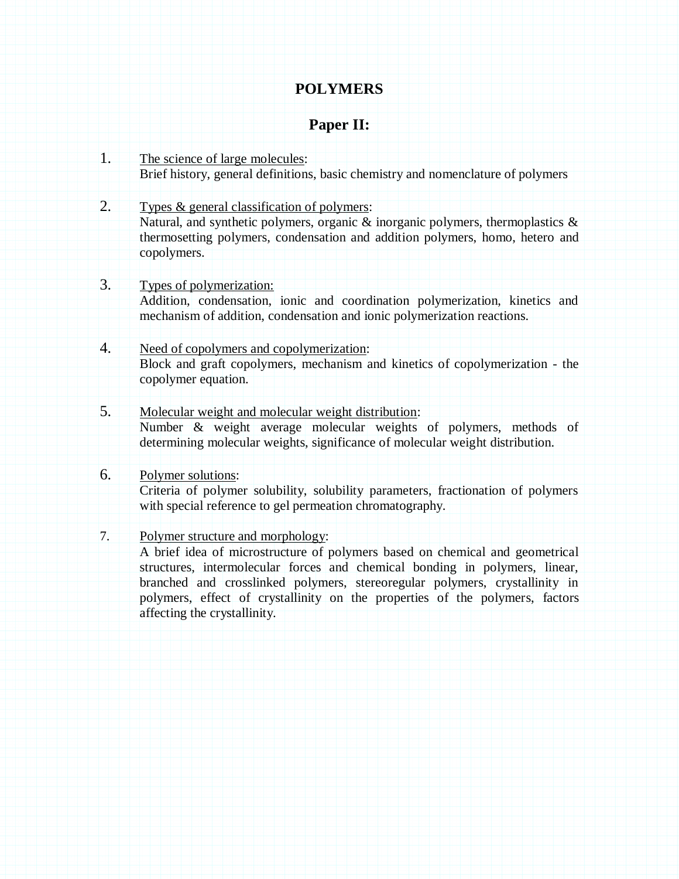# POLYMERS

## Paper II:

1. <u>The science of large molecules</u>:
   Brief history, general definitions, basic chemistry and nomenclature of polymers

2. <u>Types & general classification of polymers</u>:
   Natural, and synthetic polymers, organic & inorganic polymers, thermoplastics & thermosetting polymers, condensation and addition polymers, homo, hetero and copolymers.

3. <u>Types of polymerization:</u>
   Addition, condensation, ionic and coordination polymerization, kinetics and mechanism of addition, condensation and ionic polymerization reactions.

4. <u>Need of copolymers and copolymerization</u>:
   Block and graft copolymers, mechanism and kinetics of copolymerization - the copolymer equation.

5. <u>Molecular weight and molecular weight distribution</u>:
   Number & weight average molecular weights of polymers, methods of determining molecular weights, significance of molecular weight distribution.

6. <u>Polymer solutions</u>:
   Criteria of polymer solubility, solubility parameters, fractionation of polymers with special reference to gel permeation chromatography.

7. <u>Polymer structure and morphology</u>:
   A brief idea of microstructure of polymers based on chemical and geometrical structures, intermolecular forces and chemical bonding in polymers, linear, branched and crosslinked polymers, stereoregular polymers, crystallinity in polymers, effect of crystallinity on the properties of the polymers, factors affecting the crystallinity.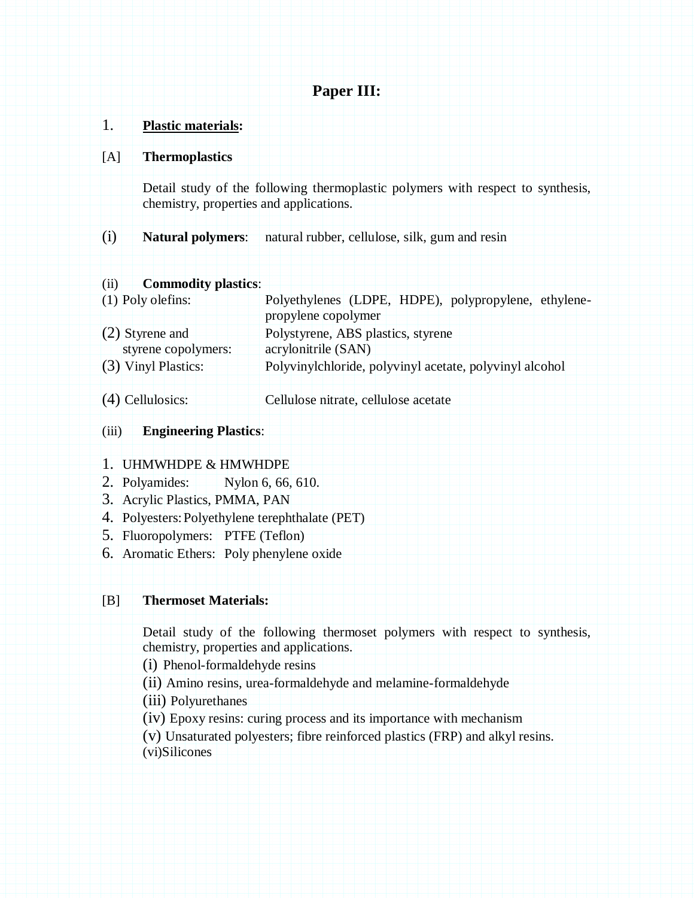# Paper III:

## 1. Plastic materials:

### [A] Thermoplastics

Detail study of the following thermoplastic polymers with respect to synthesis, chemistry, properties and applications.

(i) **Natural polymers**: natural rubber, cellulose, silk, gum and resin

(ii) **Commodity plastics**:

(1) Poly olefins: Polyethylenes (LDPE, HDPE), polypropylene, ethylene-propylene copolymer

(2) Styrene and styrene copolymers: Polystyrene, ABS plastics, styrene acrylonitrile (SAN)

(3) Vinyl Plastics: Polyvinylchloride, polyvinyl acetate, polyvinyl alcohol

(4) Cellulosics: Cellulose nitrate, cellulose acetate

(iii) **Engineering Plastics**:

1. UHMWHDPE & HMWHDPE
2. Polyamides: Nylon 6, 66, 610.
3. Acrylic Plastics, PMMA, PAN
4. Polyesters: Polyethylene terephthalate (PET)
5. Fluoropolymers: PTFE (Teflon)
6. Aromatic Ethers: Poly phenylene oxide

### [B] Thermoset Materials:

Detail study of the following thermoset polymers with respect to synthesis, chemistry, properties and applications.

(i) Phenol-formaldehyde resins

(ii) Amino resins, urea-formaldehyde and melamine-formaldehyde

(iii) Polyurethanes

(iv) Epoxy resins: curing process and its importance with mechanism

(v) Unsaturated polyesters; fibre reinforced plastics (FRP) and alkyl resins.

(vi)Silicones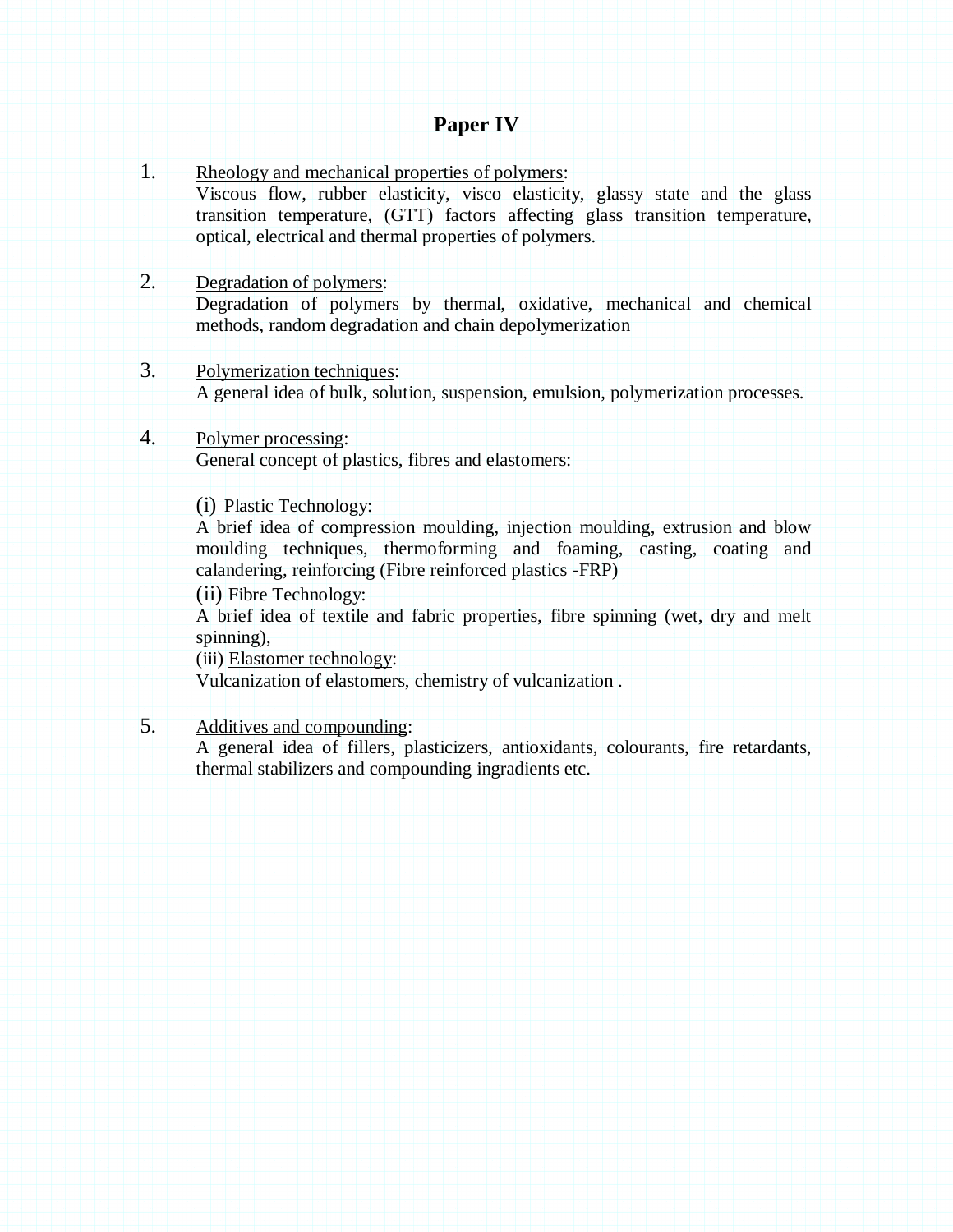# Paper IV

1. Rheology and mechanical properties of polymers:
   Viscous flow, rubber elasticity, visco elasticity, glassy state and the glass transition temperature, (GTT) factors affecting glass transition temperature, optical, electrical and thermal properties of polymers.

2. Degradation of polymers:
   Degradation of polymers by thermal, oxidative, mechanical and chemical methods, random degradation and chain depolymerization

3. Polymerization techniques:
   A general idea of bulk, solution, suspension, emulsion, polymerization processes.

4. Polymer processing:
   General concept of plastics, fibres and elastomers:

   (i) Plastic Technology:
   A brief idea of compression moulding, injection moulding, extrusion and blow moulding techniques, thermoforming and foaming, casting, coating and calandering, reinforcing (Fibre reinforced plastics -FRP)
   (ii) Fibre Technology:
   A brief idea of textile and fabric properties, fibre spinning (wet, dry and melt spinning),
   (iii) Elastomer technology:
   Vulcanization of elastomers, chemistry of vulcanization .

5. Additives and compounding:
   A general idea of fillers, plasticizers, antioxidants, colourants, fire retardants, thermal stabilizers and compounding ingradients etc.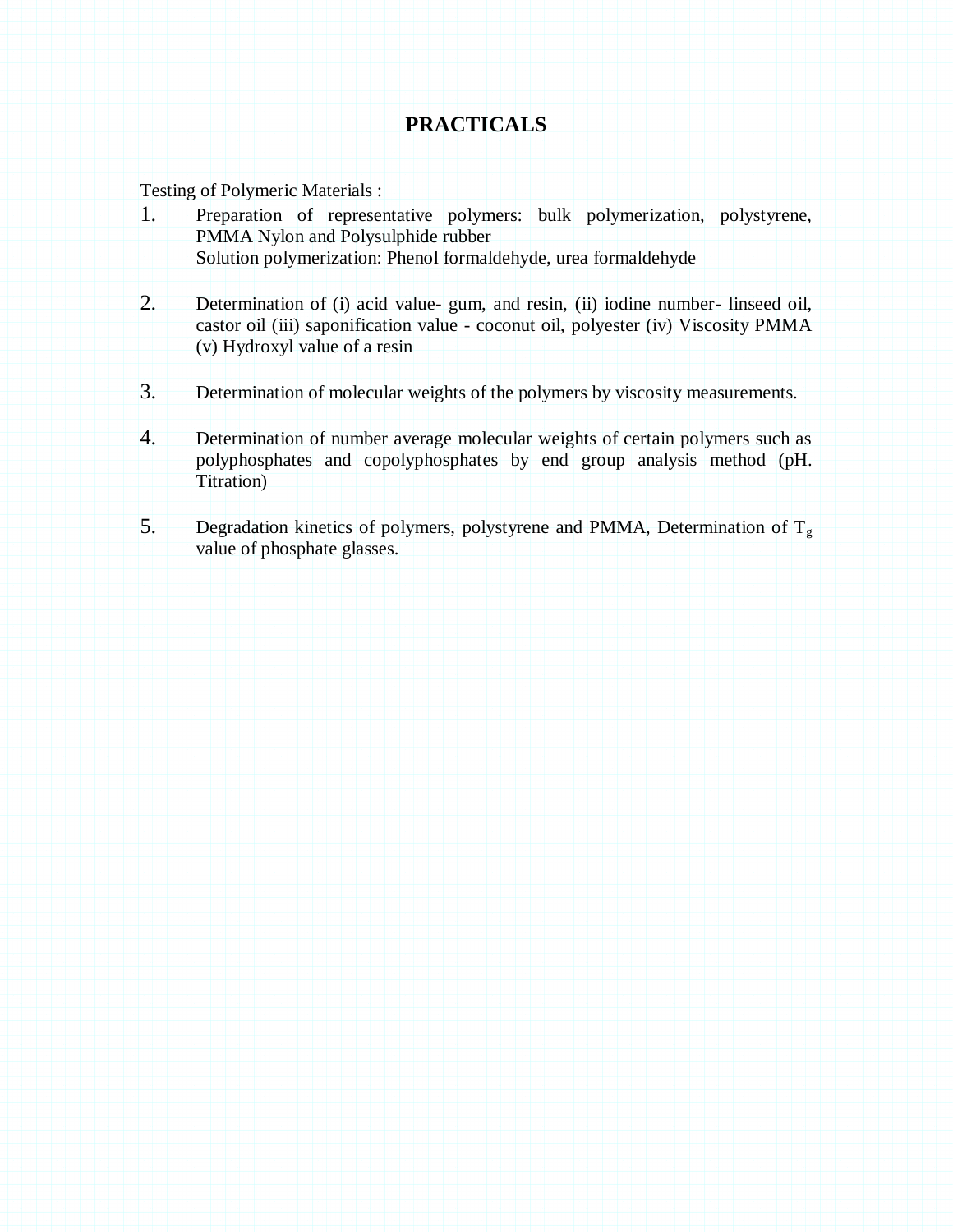# PRACTICALS

Testing of Polymeric Materials :

1. Preparation of representative polymers: bulk polymerization, polystyrene, PMMA Nylon and Polysulphide rubber
   Solution polymerization: Phenol formaldehyde, urea formaldehyde

2. Determination of (i) acid value- gum, and resin, (ii) iodine number- linseed oil, castor oil (iii) saponification value - coconut oil, polyester (iv) Viscosity PMMA (v) Hydroxyl value of a resin

3. Determination of molecular weights of the polymers by viscosity measurements.

4. Determination of number average molecular weights of certain polymers such as polyphosphates and copolyphosphates by end group analysis method (pH. Titration)

5. Degradation kinetics of polymers, polystyrene and PMMA, Determination of $T_g$ value of phosphate glasses.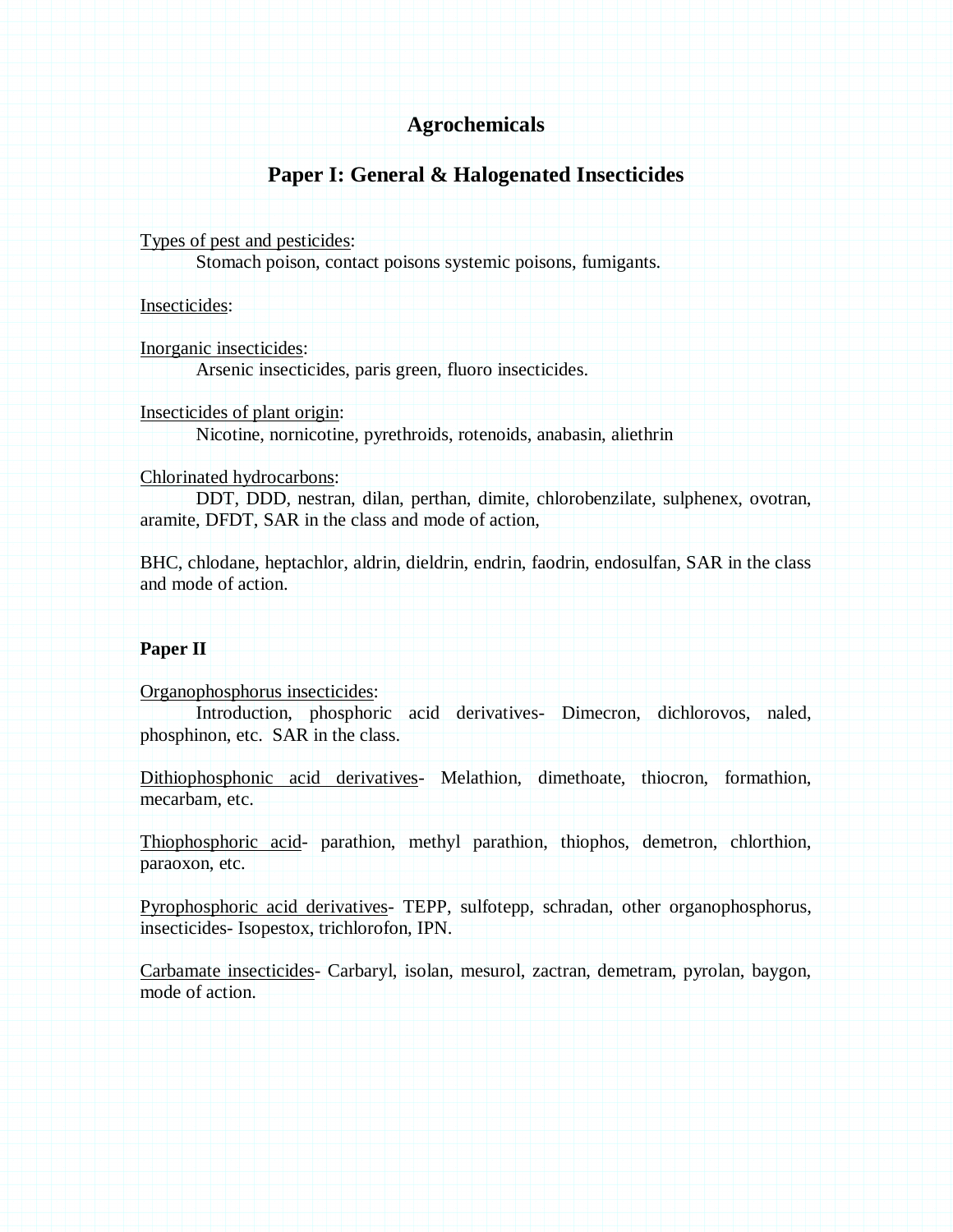# Agrochemicals

## Paper I: General & Halogenated Insecticides

Types of pest and pesticides:

Stomach poison, contact poisons systemic poisons, fumigants.

Insecticides:

Inorganic insecticides:

Arsenic insecticides, paris green, fluoro insecticides.

Insecticides of plant origin:

Nicotine, nornicotine, pyrethroids, rotenoids, anabasin, aliethrin

Chlorinated hydrocarbons:

DDT, DDD, nestran, dilan, perthan, dimite, chlorobenzilate, sulphenex, ovotran, aramite, DFDT, SAR in the class and mode of action,

BHC, chlodane, heptachlor, aldrin, dieldrin, endrin, faodrin, endosulfan, SAR in the class and mode of action.

**Paper II**

Organophosphorus insecticides:

Introduction, phosphoric acid derivatives- Dimecron, dichlorovos, naled, phosphinon, etc. SAR in the class.

Dithiophosphonic acid derivatives- Melathion, dimethoate, thiocron, formathion, mecarbam, etc.

Thiophosphoric acid- parathion, methyl parathion, thiophos, demetron, chlorthion, paraoxon, etc.

Pyrophosphoric acid derivatives- TEPP, sulfotepp, schradan, other organophosphorus, insecticides- Isopestox, trichlorofon, IPN.

Carbamate insecticides- Carbaryl, isolan, mesurol, zactran, demetram, pyrolan, baygon, mode of action.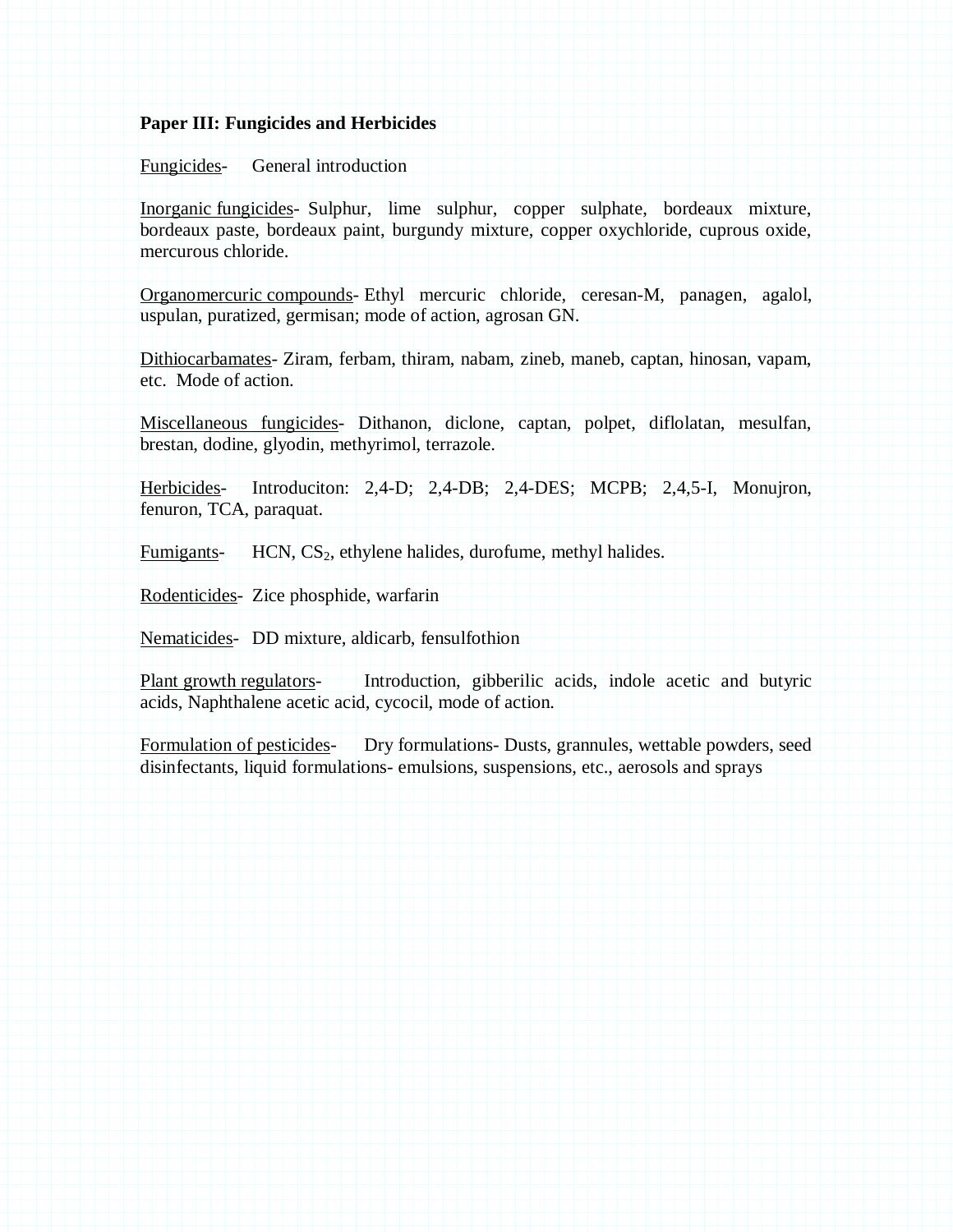**Paper III: Fungicides and Herbicides**

Fungicides- General introduction

Inorganic fungicides- Sulphur, lime sulphur, copper sulphate, bordeaux mixture, bordeaux paste, bordeaux paint, burgundy mixture, copper oxychloride, cuprous oxide, mercurous chloride.

Organomercuric compounds- Ethyl mercuric chloride, ceresan-M, panagen, agalol, uspulan, puratized, germisan; mode of action, agrosan GN.

Dithiocarbamates- Ziram, ferbam, thiram, nabam, zineb, maneb, captan, hinosan, vapam, etc. Mode of action.

Miscellaneous fungicides- Dithanon, diclone, captan, polpet, diflolatan, mesulfan, brestan, dodine, glyodin, methyrimol, terrazole.

Herbicides- Introduciton: 2,4-D; 2,4-DB; 2,4-DES; MCPB; 2,4,5-I, Monujron, fenuron, TCA, paraquat.

Fumigants- HCN, $CS_2$, ethylene halides, durofume, methyl halides.

Rodenticides- Zice phosphide, warfarin

Nematicides- DD mixture, aldicarb, fensulfothion

Plant growth regulators- Introduction, gibberilic acids, indole acetic and butyric acids, Naphthalene acetic acid, cycocil, mode of action.

Formulation of pesticides- Dry formulations- Dusts, grannules, wettable powders, seed disinfectants, liquid formulations- emulsions, suspensions, etc., aerosols and sprays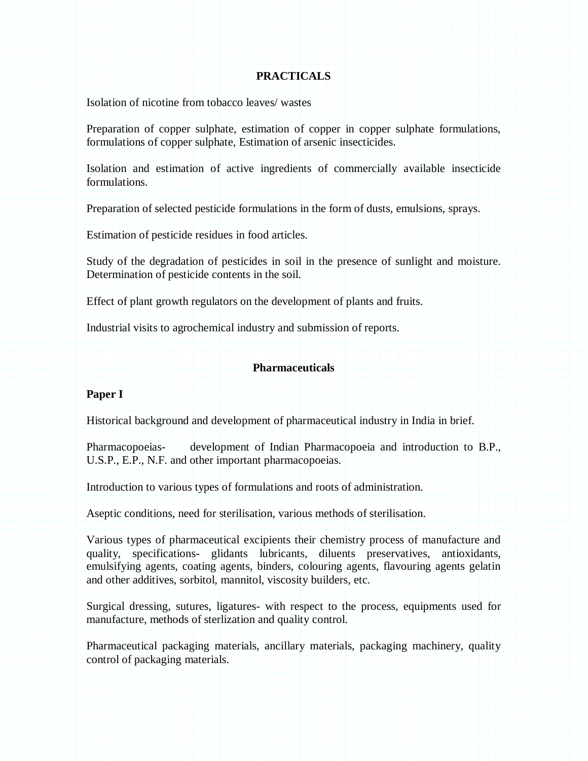## PRACTICALS

Isolation of nicotine from tobacco leaves/ wastes

Preparation of copper sulphate, estimation of copper in copper sulphate formulations, formulations of copper sulphate, Estimation of arsenic insecticides.

Isolation and estimation of active ingredients of commercially available insecticide formulations.

Preparation of selected pesticide formulations in the form of dusts, emulsions, sprays.

Estimation of pesticide residues in food articles.

Study of the degradation of pesticides in soil in the presence of sunlight and moisture. Determination of pesticide contents in the soil.

Effect of plant growth regulators on the development of plants and fruits.

Industrial visits to agrochemical industry and submission of reports.

## Pharmaceuticals

### Paper I

Historical background and development of pharmaceutical industry in India in brief.

Pharmacopoeias- development of Indian Pharmacopoeia and introduction to B.P., U.S.P., E.P., N.F. and other important pharmacopoeias.

Introduction to various types of formulations and roots of administration.

Aseptic conditions, need for sterilisation, various methods of sterilisation.

Various types of pharmaceutical excipients their chemistry process of manufacture and quality, specifications- glidants lubricants, diluents preservatives, antioxidants, emulsifying agents, coating agents, binders, colouring agents, flavouring agents gelatin and other additives, sorbitol, mannitol, viscosity builders, etc.

Surgical dressing, sutures, ligatures- with respect to the process, equipments used for manufacture, methods of sterlization and quality control.

Pharmaceutical packaging materials, ancillary materials, packaging machinery, quality control of packaging materials.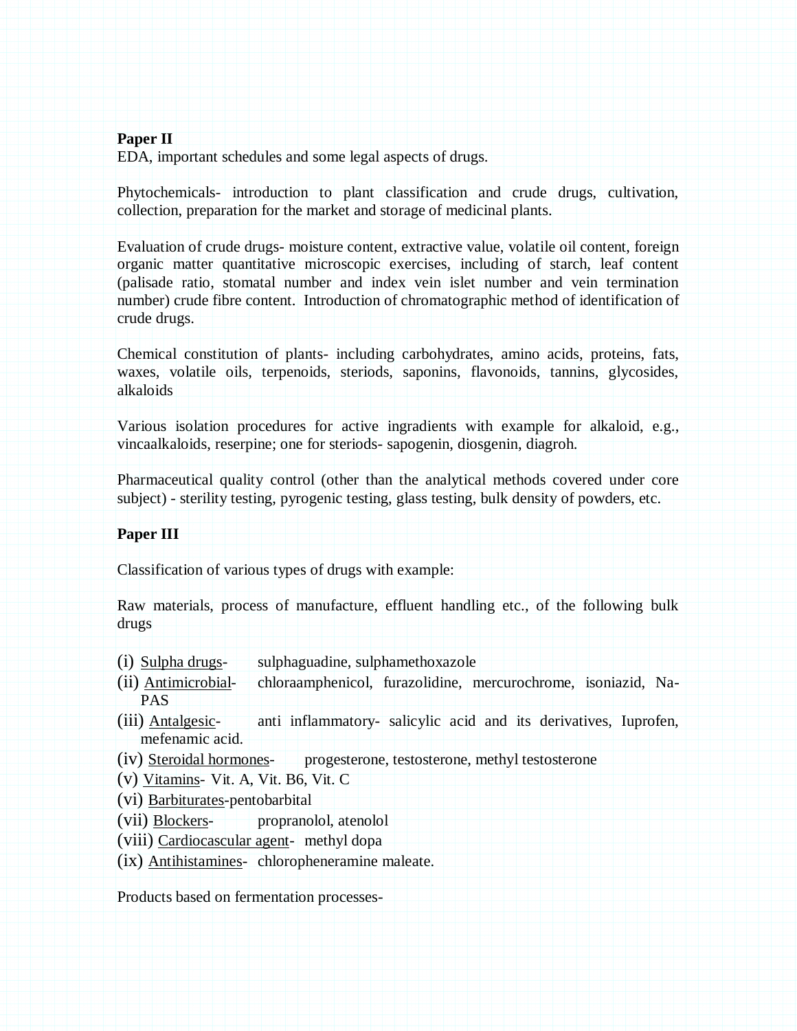**Paper II**

EDA, important schedules and some legal aspects of drugs.

Phytochemicals- introduction to plant classification and crude drugs, cultivation, collection, preparation for the market and storage of medicinal plants.

Evaluation of crude drugs- moisture content, extractive value, volatile oil content, foreign organic matter quantitative microscopic exercises, including of starch, leaf content (palisade ratio, stomatal number and index vein islet number and vein termination number) crude fibre content. Introduction of chromatographic method of identification of crude drugs.

Chemical constitution of plants- including carbohydrates, amino acids, proteins, fats, waxes, volatile oils, terpenoids, steriods, saponins, flavonoids, tannins, glycosides, alkaloids

Various isolation procedures for active ingradients with example for alkaloid, e.g., vincaalkaloids, reserpine; one for steriods- sapogenin, diosgenin, diagroh.

Pharmaceutical quality control (other than the analytical methods covered under core subject) - sterility testing, pyrogenic testing, glass testing, bulk density of powders, etc.

**Paper III**

Classification of various types of drugs with example:

Raw materials, process of manufacture, effluent handling etc., of the following bulk drugs

(i) Sulpha drugs- sulphaguadine, sulphamethoxazole
(ii) Antimicrobial- chloraamphenicol, furazolidine, mercurochrome, isoniazid, Na-PAS
(iii) Antalgesic- anti inflammatory- salicylic acid and its derivatives, Iuprofen, mefenamic acid.
(iv) Steroidal hormones- progesterone, testosterone, methyl testosterone
(v) Vitamins- Vit. A, Vit. B6, Vit. C
(vi) Barbiturates-pentobarbital
(vii) Blockers- propranolol, atenolol
(viii) Cardiocascular agent- methyl dopa
(ix) Antihistamines- chloropheneramine maleate.

Products based on fermentation processes-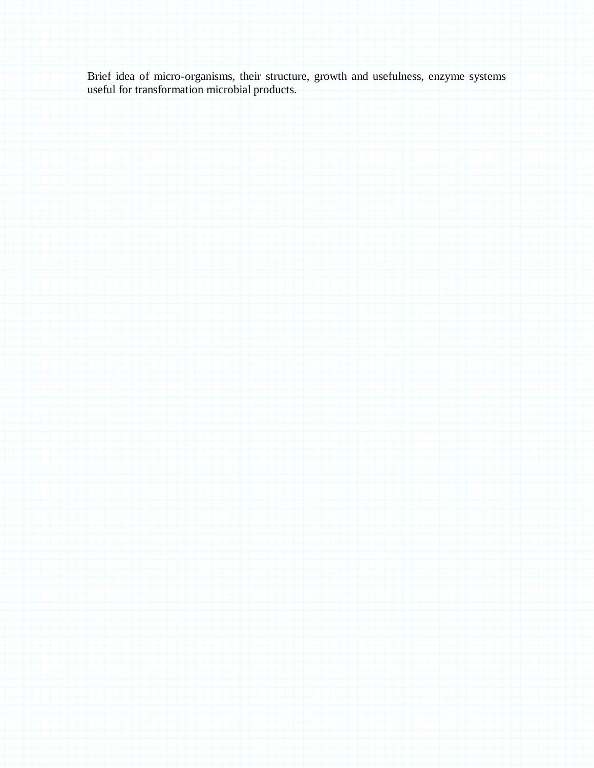Brief idea of micro-organisms, their structure, growth and usefulness, enzyme systems useful for transformation microbial products.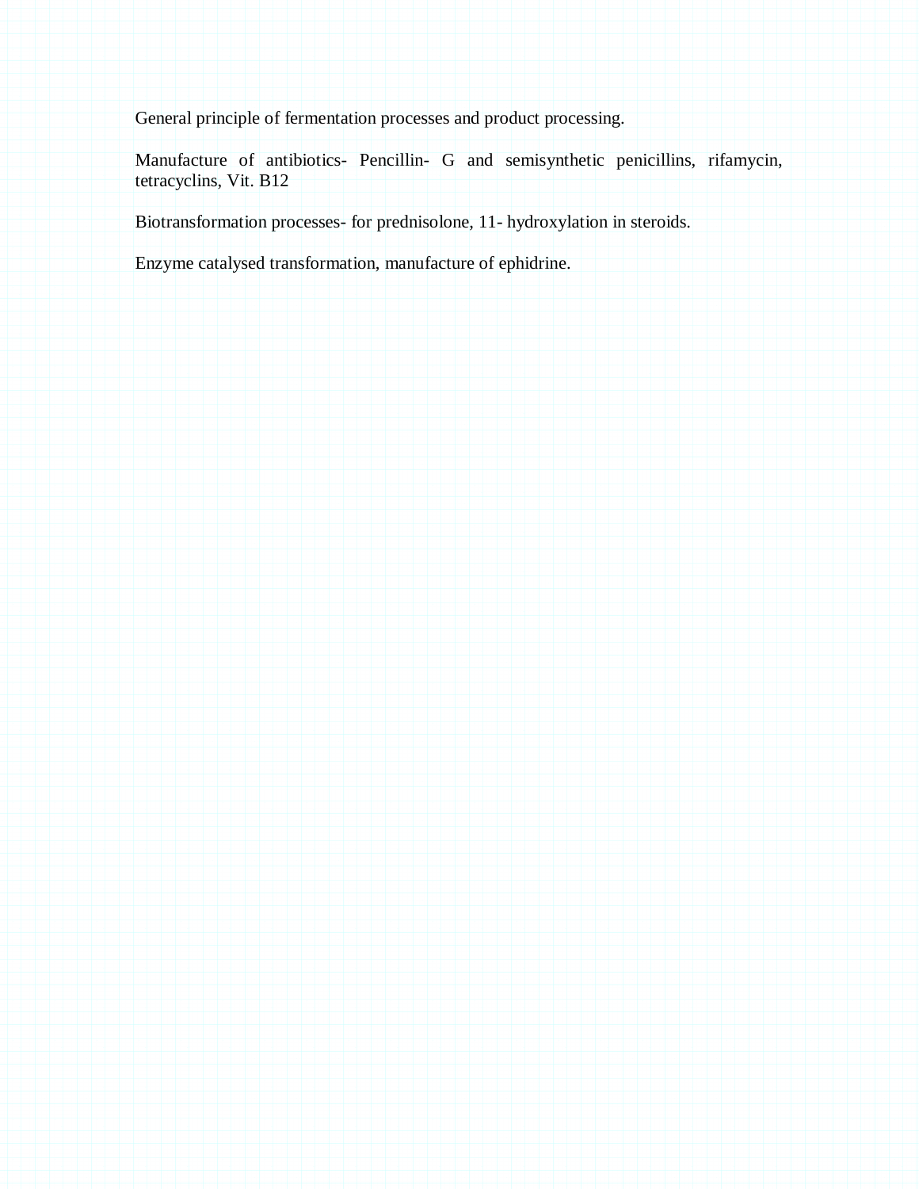General principle of fermentation processes and product processing.

Manufacture of antibiotics- Pencillin- G and semisynthetic penicillins, rifamycin, tetracyclins, Vit. B12

Biotransformation processes- for prednisolone, 11- hydroxylation in steroids.

Enzyme catalysed transformation, manufacture of ephidrine.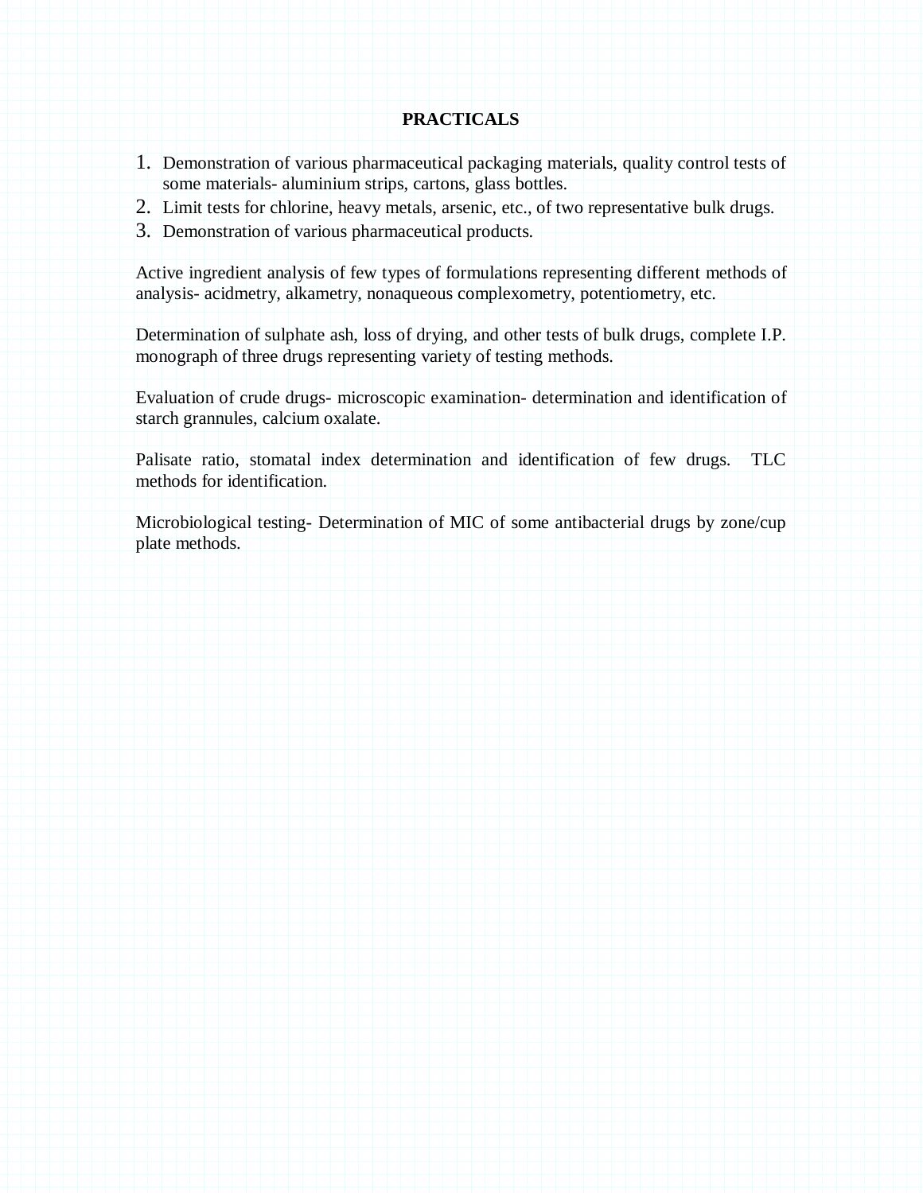## PRACTICALS

1. Demonstration of various pharmaceutical packaging materials, quality control tests of some materials- aluminium strips, cartons, glass bottles.
2. Limit tests for chlorine, heavy metals, arsenic, etc., of two representative bulk drugs.
3. Demonstration of various pharmaceutical products.

Active ingredient analysis of few types of formulations representing different methods of analysis- acidmetry, alkametry, nonaqueous complexometry, potentiometry, etc.

Determination of sulphate ash, loss of drying, and other tests of bulk drugs, complete I.P. monograph of three drugs representing variety of testing methods.

Evaluation of crude drugs- microscopic examination- determination and identification of starch grannules, calcium oxalate.

Palisate ratio, stomatal index determination and identification of few drugs. TLC methods for identification.

Microbiological testing- Determination of MIC of some antibacterial drugs by zone/cup plate methods.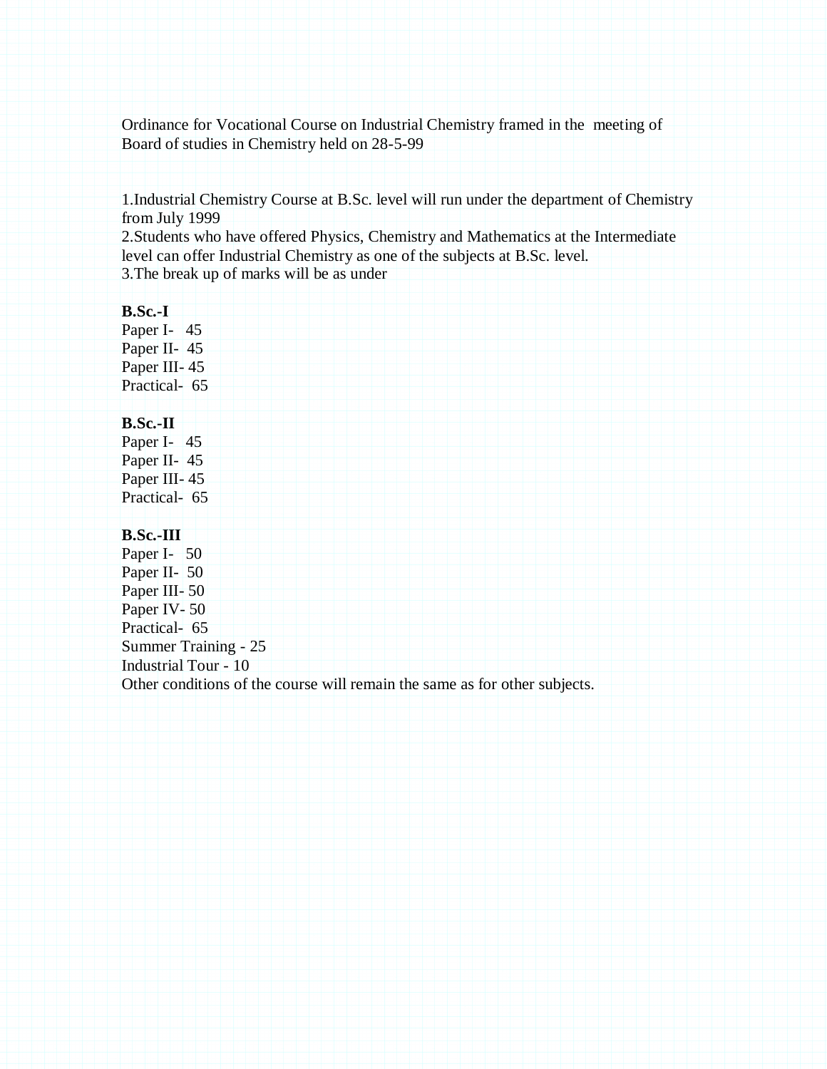Ordinance for Vocational Course on Industrial Chemistry framed in the meeting of Board of studies in Chemistry held on 28-5-99

1.Industrial Chemistry Course at B.Sc. level will run under the department of Chemistry from July 1999
2.Students who have offered Physics, Chemistry and Mathematics at the Intermediate level can offer Industrial Chemistry as one of the subjects at B.Sc. level.
3.The break up of marks will be as under

**B.Sc.-I**
Paper I- 45
Paper II- 45
Paper III- 45
Practical- 65

**B.Sc.-II**
Paper I- 45
Paper II- 45
Paper III- 45
Practical- 65

**B.Sc.-III**
Paper I- 50
Paper II- 50
Paper III- 50
Paper IV- 50
Practical- 65
Summer Training - 25
Industrial Tour - 10
Other conditions of the course will remain the same as for other subjects.